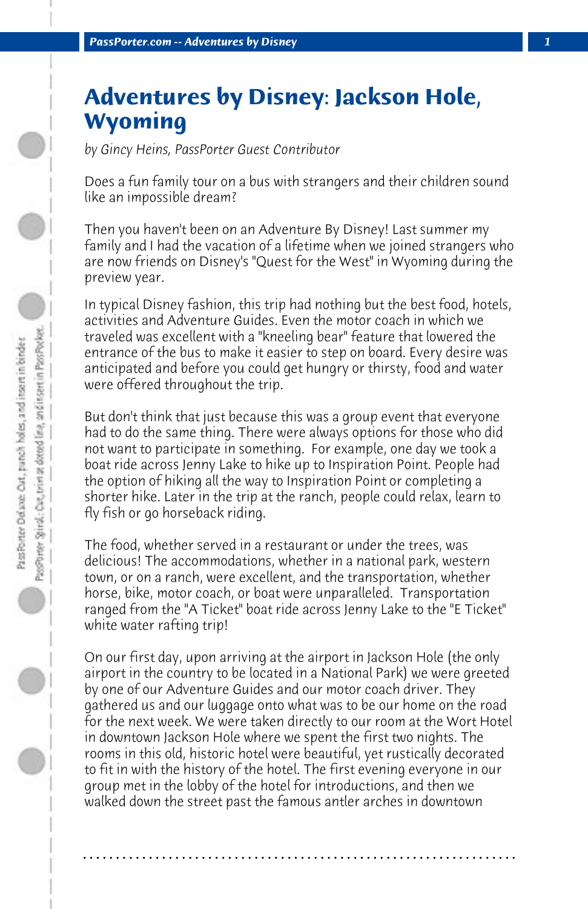# Adventures by Disney: Jackson Hole, Wyoming

*by Gincy Heins, PassPorter Guest Contributor*

Does a fun family tour on a bus with strangers and their children sound like an impossible dream?

Then you haven't been on an Adventure By Disney! Last summer my family and I had the vacation of a lifetime when we joined strangers who are now friends on Disney's "Quest for the West" in Wyoming during the preview year.

In typical Disney fashion, this trip had nothing but the best food, hotels, activities and Adventure Guides. Even the motor coach in which we traveled was excellent with a "kneeling bear" feature that lowered the entrance of the bus to make it easier to step on board. Every desire was anticipated and before you could get hungry or thirsty, food and water were offered throughout the trip.

But don't think that just because this was a group event that everyone had to do the same thing. There were always options for those who did not want to participate in something. For example, one day we took a boat ride across Jenny Lake to hike up to Inspiration Point. People had the option of hiking all the way to Inspiration Point or completing a shorter hike. Later in the trip at the ranch, people could relax, learn to fly fish or go horseback riding.

The food, whether served in a restaurant or under the trees, was delicious! The accommodations, whether in a national park, western town, or on a ranch, were excellent, and the transportation, whether horse, bike, motor coach, or boat were unparalleled. Transportation ranged from the "A Ticket" boat ride across Jenny Lake to the "E Ticket" white water rafting trip!

On our first day, upon arriving at the airport in Jackson Hole (the only airport in the country to be located in a National Park) we were greeted by one of our Adventure Guides and our motor coach driver. They gathered us and our luggage onto what was to be our home on the road for the next week. We were taken directly to our room at the Wort Hotel in downtown Jackson Hole where we spent the first two nights. The rooms in this old, historic hotel were beautiful, yet rustically decorated to fit in with the history of the hotel. The first evening everyone in our group met in the lobby of the hotel for introductions, and then we walked down the street past the famous antler arches in downtown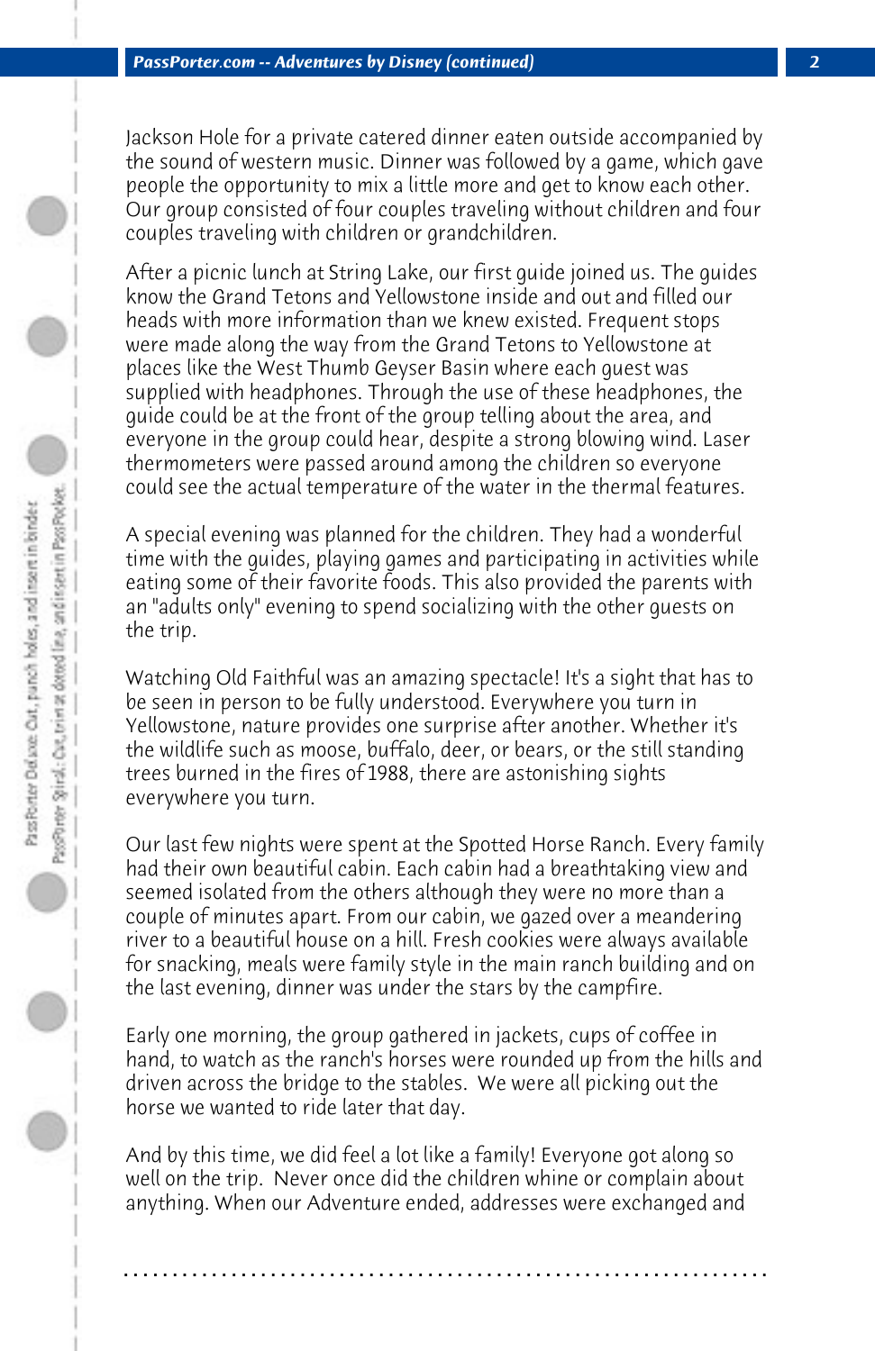Jackson Hole for a private catered dinner eaten outside accompanied by the sound of western music. Dinner was followed by a game, which gave people the opportunity to mix a little more and get to know each other. Our group consisted of four couples traveling without children and four couples traveling with children or grandchildren.

After a picnic lunch at String Lake, our first guide joined us. The guides know the Grand Tetons and Yellowstone inside and out and filled our heads with more information than we knew existed. Frequent stops were made along the way from the Grand Tetons to Yellowstone at places like the West Thumb Geyser Basin where each guest was supplied with headphones. Through the use of these headphones, the guide could be at the front of the group telling about the area, and everyone in the group could hear, despite a strong blowing wind. Laser thermometers were passed around among the children so everyone could see the actual temperature of the water in the thermal features.

A special evening was planned for the children. They had a wonderful time with the guides, playing games and participating in activities while eating some of their favorite foods. This also provided the parents with an "adults only" evening to spend socializing with the other guests on the trip.

Watching Old Faithful was an amazing spectacle! It's a sight that has to be seen in person to be fully understood. Everywhere you turn in Yellowstone, nature provides one surprise after another. Whether it's the wildlife such as moose, buffalo, deer, or bears, or the still standing trees burned in the fires of 1988, there are astonishing sights everywhere you turn.

Our last few nights were spent at the Spotted Horse Ranch. Every family had their own beautiful cabin. Each cabin had a breathtaking view and seemed isolated from the others although they were no more than a couple of minutes apart. From our cabin, we gazed over a meandering river to a beautiful house on a hill. Fresh cookies were always available for snacking, meals were family style in the main ranch building and on the last evening, dinner was under the stars by the campfire.

Early one morning, the group gathered in jackets, cups of coffee in hand, to watch as the ranch's horses were rounded up from the hills and driven across the bridge to the stables. We were all picking out the horse we wanted to ride later that day.

And by this time, we did feel a lot like a family! Everyone got along so well on the trip. Never once did the children whine or complain about anything. When our Adventure ended, addresses were exchanged and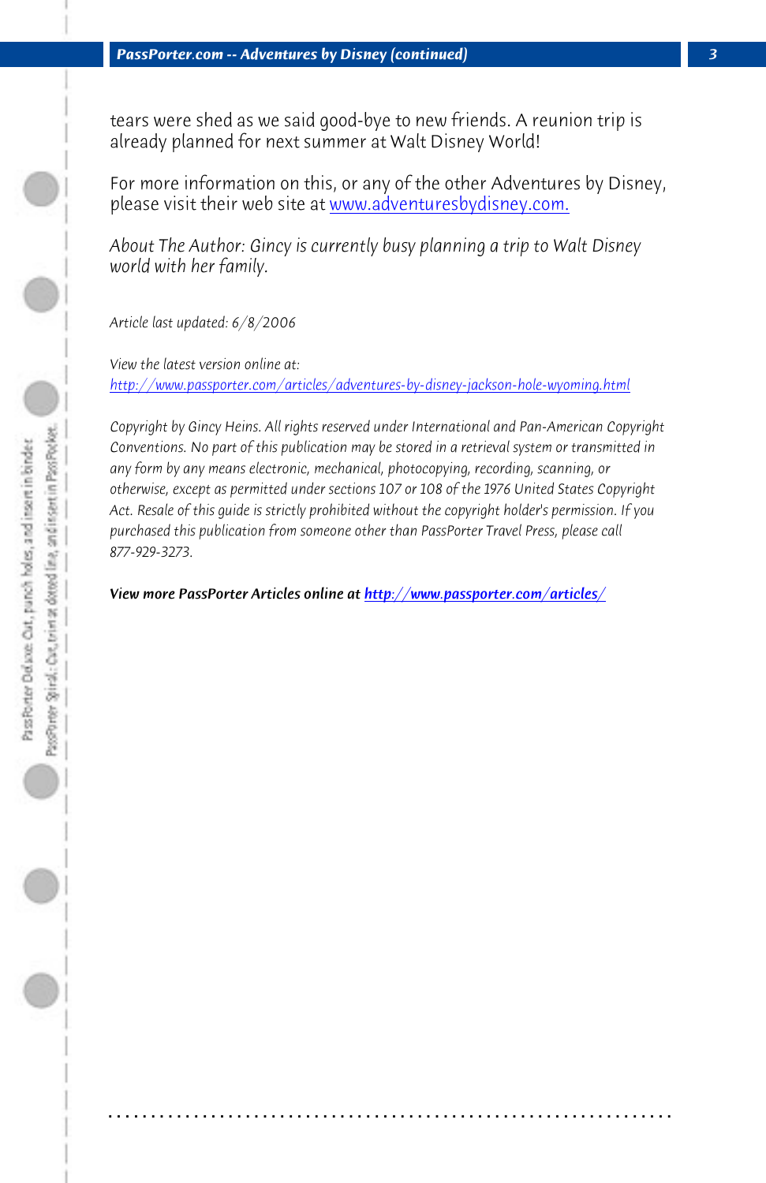tears were shed as we said good-bye to new friends. A reunion trip is already planned for next summer at Walt Disney World!

For more information on this, or any of the other Adventures by Disney, please visit their web site at [www.adventuresbydisney.com.](http://www.adventuresbydisney.com)

*About The Author: Gincy is currently busy planning a trip to Walt Disney world with her family.*

*Article last updated: 6/8/2006*

*View the latest version online at:*
*[http://www.passporter.com/articles/adventures-by-disney-jackson-hole-wyoming.html](http://www.passporter.com/articles/adventures-by-disney-jackson-hole-wyoming.html)*

*Copyright by Gincy Heins. All rights reserved under International and Pan-American Copyright Conventions. No part of this publication may be stored in a retrieval system or transmitted in any form by any means electronic, mechanical, photocopying, recording, scanning, or otherwise, except as permitted under sections 107 or 108 of the 1976 United States Copyright Act. Resale of this guide is strictly prohibited without the copyright holder's permission. If you purchased this publication from someone other than PassPorter Travel Press, please call 877-929-3273.*

***View more PassPorter Articles online at [http://www.passporter.com/articles/](http://www.passporter.com/articles/)***